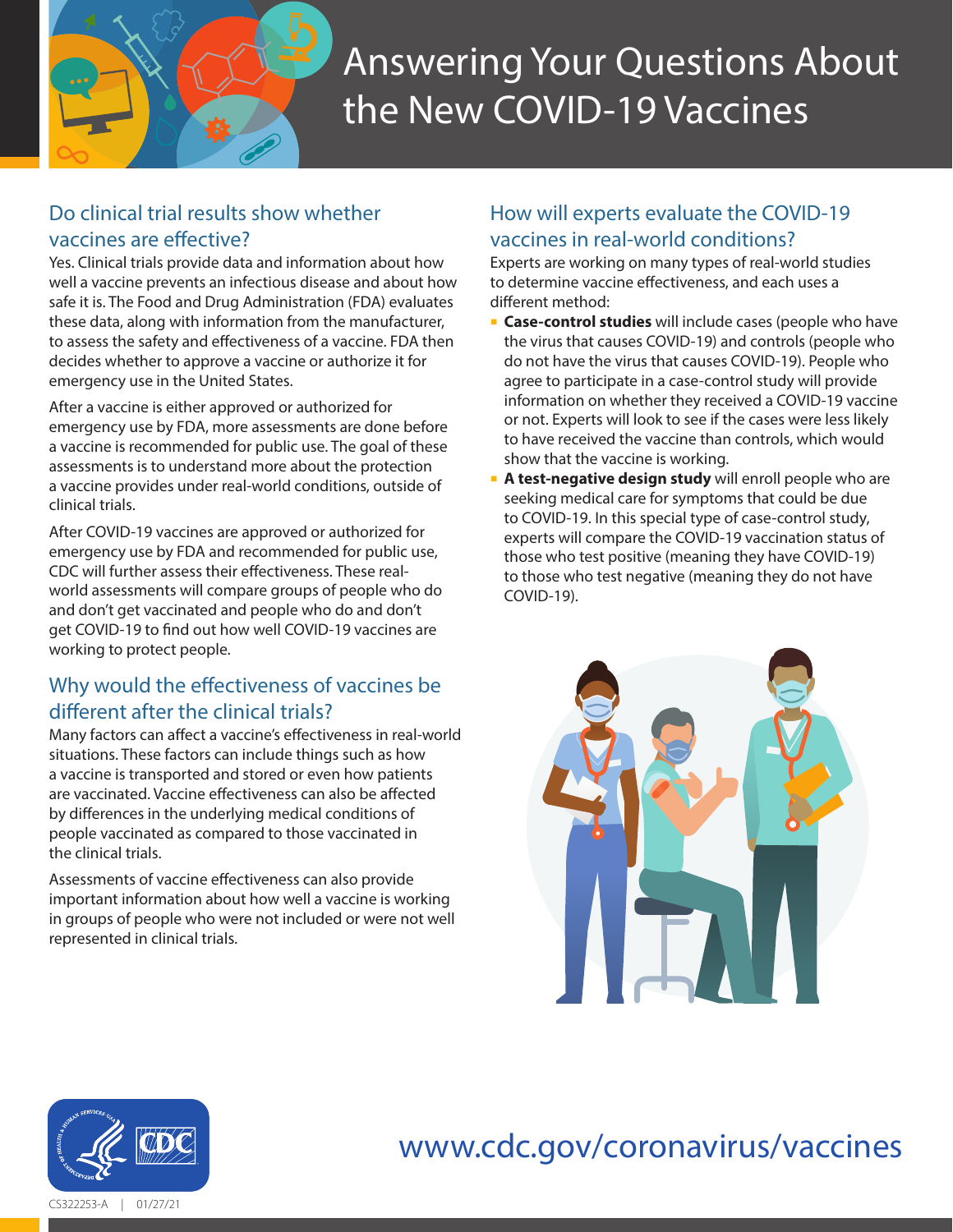# Answering Your Questions About the New COVID-19 Vaccines

## Do clinical trial results show whether vaccines are effective?

Yes. Clinical trials provide data and information about how well a vaccine prevents an infectious disease and about how safe it is. The Food and Drug Administration (FDA) evaluates these data, along with information from the manufacturer, to assess the safety and effectiveness of a vaccine. FDA then decides whether to approve a vaccine or authorize it for emergency use in the United States.

After a vaccine is either approved or authorized for emergency use by FDA, more assessments are done before a vaccine is recommended for public use. The goal of these assessments is to understand more about the protection a vaccine provides under real-world conditions, outside of clinical trials.

After COVID-19 vaccines are approved or authorized for emergency use by FDA and recommended for public use, CDC will further assess their effectiveness. These real-world assessments will compare groups of people who do and don't get vaccinated and people who do and don't get COVID-19 to find out how well COVID-19 vaccines are working to protect people.

## Why would the effectiveness of vaccines be different after the clinical trials?

Many factors can affect a vaccine's effectiveness in real-world situations. These factors can include things such as how a vaccine is transported and stored or even how patients are vaccinated. Vaccine effectiveness can also be affected by differences in the underlying medical conditions of people vaccinated as compared to those vaccinated in the clinical trials.

Assessments of vaccine effectiveness can also provide important information about how well a vaccine is working in groups of people who were not included or were not well represented in clinical trials.

## How will experts evaluate the COVID-19 vaccines in real-world conditions?

Experts are working on many types of real-world studies to determine vaccine effectiveness, and each uses a different method:

- **Case-control studies** will include cases (people who have the virus that causes COVID-19) and controls (people who do not have the virus that causes COVID-19). People who agree to participate in a case-control study will provide information on whether they received a COVID-19 vaccine or not. Experts will look to see if the cases were less likely to have received the vaccine than controls, which would show that the vaccine is working.
- **A test-negative design study** will enroll people who are seeking medical care for symptoms that could be due to COVID-19. In this special type of case-control study, experts will compare the COVID-19 vaccination status of those who test positive (meaning they have COVID-19) to those who test negative (meaning they do not have COVID-19).

www.cdc.gov/coronavirus/vaccines

CS322253-A | 01/27/21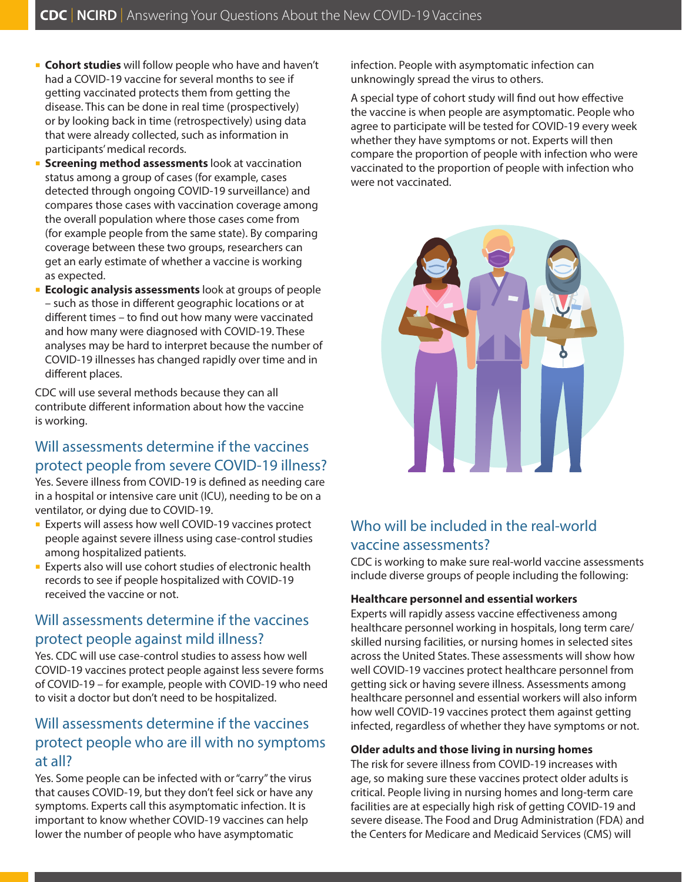- **Cohort studies** will follow people who have and haven't had a COVID-19 vaccine for several months to see if getting vaccinated protects them from getting the disease. This can be done in real time (prospectively) or by looking back in time (retrospectively) using data that were already collected, such as information in participants' medical records.
- **Screening method assessments** look at vaccination status among a group of cases (for example, cases detected through ongoing COVID-19 surveillance) and compares those cases with vaccination coverage among the overall population where those cases come from (for example people from the same state). By comparing coverage between these two groups, researchers can get an early estimate of whether a vaccine is working as expected.
- **Ecologic analysis assessments** look at groups of people – such as those in different geographic locations or at different times – to find out how many were vaccinated and how many were diagnosed with COVID-19. These analyses may be hard to interpret because the number of COVID-19 illnesses has changed rapidly over time and in different places.

CDC will use several methods because they can all contribute different information about how the vaccine is working.

## Will assessments determine if the vaccines protect people from severe COVID-19 illness?

Yes. Severe illness from COVID-19 is defined as needing care in a hospital or intensive care unit (ICU), needing to be on a ventilator, or dying due to COVID-19.

- Experts will assess how well COVID-19 vaccines protect people against severe illness using case-control studies among hospitalized patients.
- Experts also will use cohort studies of electronic health records to see if people hospitalized with COVID-19 received the vaccine or not.

## Will assessments determine if the vaccines protect people against mild illness?

Yes. CDC will use case-control studies to assess how well COVID-19 vaccines protect people against less severe forms of COVID-19 – for example, people with COVID-19 who need to visit a doctor but don't need to be hospitalized.

## Will assessments determine if the vaccines protect people who are ill with no symptoms at all?

Yes. Some people can be infected with or "carry" the virus that causes COVID-19, but they don't feel sick or have any symptoms. Experts call this asymptomatic infection. It is important to know whether COVID-19 vaccines can help lower the number of people who have asymptomatic infection. People with asymptomatic infection can unknowingly spread the virus to others.

A special type of cohort study will find out how effective the vaccine is when people are asymptomatic. People who agree to participate will be tested for COVID-19 every week whether they have symptoms or not. Experts will then compare the proportion of people with infection who were vaccinated to the proportion of people with infection who were not vaccinated.

## Who will be included in the real-world vaccine assessments?

CDC is working to make sure real-world vaccine assessments include diverse groups of people including the following:

### Healthcare personnel and essential workers

Experts will rapidly assess vaccine effectiveness among healthcare personnel working in hospitals, long term care/skilled nursing facilities, or nursing homes in selected sites across the United States. These assessments will show how well COVID-19 vaccines protect healthcare personnel from getting sick or having severe illness. Assessments among healthcare personnel and essential workers will also inform how well COVID-19 vaccines protect them against getting infected, regardless of whether they have symptoms or not.

### Older adults and those living in nursing homes

The risk for severe illness from COVID-19 increases with age, so making sure these vaccines protect older adults is critical. People living in nursing homes and long-term care facilities are at especially high risk of getting COVID-19 and severe disease. The Food and Drug Administration (FDA) and the Centers for Medicare and Medicaid Services (CMS) will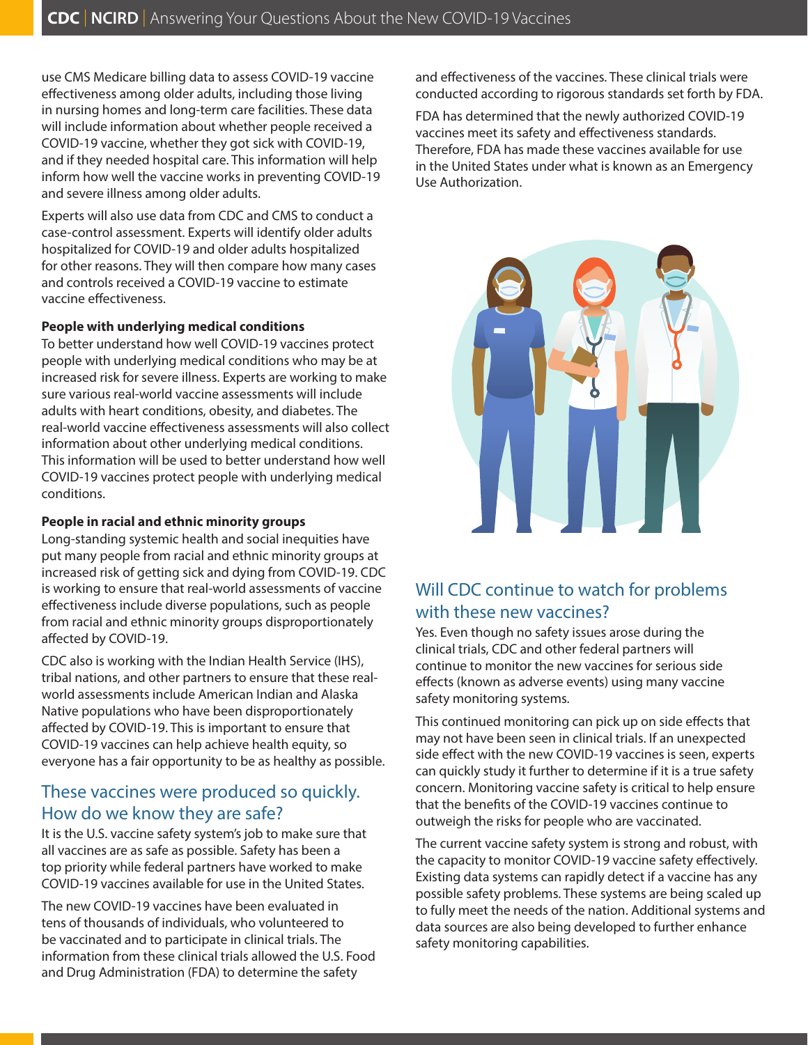use CMS Medicare billing data to assess COVID-19 vaccine effectiveness among older adults, including those living in nursing homes and long-term care facilities. These data will include information about whether people received a COVID-19 vaccine, whether they got sick with COVID-19, and if they needed hospital care. This information will help inform how well the vaccine works in preventing COVID-19 and severe illness among older adults.

Experts will also use data from CDC and CMS to conduct a case-control assessment. Experts will identify older adults hospitalized for COVID-19 and older adults hospitalized for other reasons. They will then compare how many cases and controls received a COVID-19 vaccine to estimate vaccine effectiveness.

**People with underlying medical conditions**
To better understand how well COVID-19 vaccines protect people with underlying medical conditions who may be at increased risk for severe illness. Experts are working to make sure various real-world vaccine assessments will include adults with heart conditions, obesity, and diabetes. The real-world vaccine effectiveness assessments will also collect information about other underlying medical conditions. This information will be used to better understand how well COVID-19 vaccines protect people with underlying medical conditions.

**People in racial and ethnic minority groups**
Long-standing systemic health and social inequities have put many people from racial and ethnic minority groups at increased risk of getting sick and dying from COVID-19. CDC is working to ensure that real-world assessments of vaccine effectiveness include diverse populations, such as people from racial and ethnic minority groups disproportionately affected by COVID-19.

CDC also is working with the Indian Health Service (IHS), tribal nations, and other partners to ensure that these real-world assessments include American Indian and Alaska Native populations who have been disproportionately affected by COVID-19. This is important to ensure that COVID-19 vaccines can help achieve health equity, so everyone has a fair opportunity to be as healthy as possible.

## These vaccines were produced so quickly. How do we know they are safe?

It is the U.S. vaccine safety system's job to make sure that all vaccines are as safe as possible. Safety has been a top priority while federal partners have worked to make COVID-19 vaccines available for use in the United States.

The new COVID-19 vaccines have been evaluated in tens of thousands of individuals, who volunteered to be vaccinated and to participate in clinical trials. The information from these clinical trials allowed the U.S. Food and Drug Administration (FDA) to determine the safety and effectiveness of the vaccines. These clinical trials were conducted according to rigorous standards set forth by FDA.

FDA has determined that the newly authorized COVID-19 vaccines meet its safety and effectiveness standards. Therefore, FDA has made these vaccines available for use in the United States under what is known as an Emergency Use Authorization.

## Will CDC continue to watch for problems with these new vaccines?

Yes. Even though no safety issues arose during the clinical trials, CDC and other federal partners will continue to monitor the new vaccines for serious side effects (known as adverse events) using many vaccine safety monitoring systems.

This continued monitoring can pick up on side effects that may not have been seen in clinical trials. If an unexpected side effect with the new COVID-19 vaccines is seen, experts can quickly study it further to determine if it is a true safety concern. Monitoring vaccine safety is critical to help ensure that the benefits of the COVID-19 vaccines continue to outweigh the risks for people who are vaccinated.

The current vaccine safety system is strong and robust, with the capacity to monitor COVID-19 vaccine safety effectively. Existing data systems can rapidly detect if a vaccine has any possible safety problems. These systems are being scaled up to fully meet the needs of the nation. Additional systems and data sources are also being developed to further enhance safety monitoring capabilities.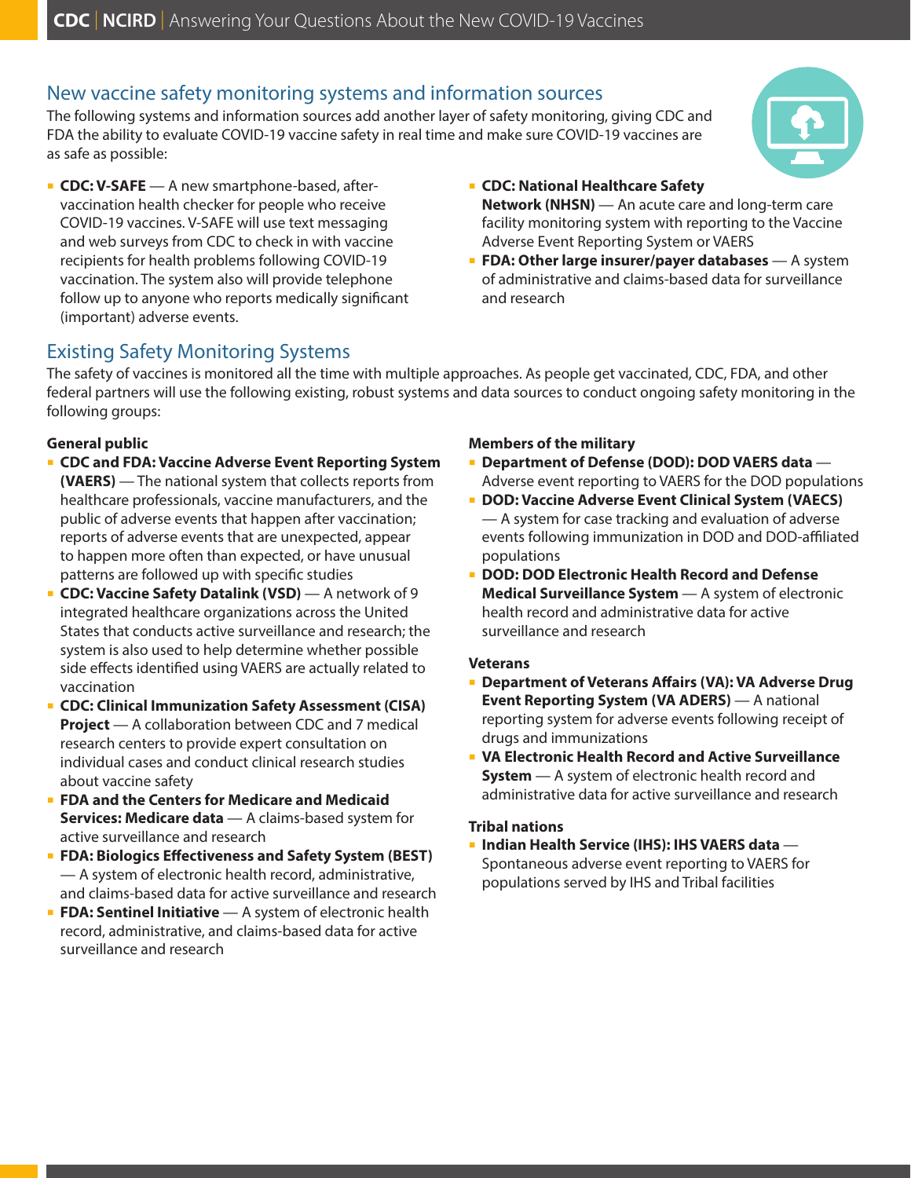## New vaccine safety monitoring systems and information sources

The following systems and information sources add another layer of safety monitoring, giving CDC and FDA the ability to evaluate COVID-19 vaccine safety in real time and make sure COVID-19 vaccines are as safe as possible:

- **CDC: V-SAFE** — A new smartphone-based, after-vaccination health checker for people who receive COVID-19 vaccines. V-SAFE will use text messaging and web surveys from CDC to check in with vaccine recipients for health problems following COVID-19 vaccination. The system also will provide telephone follow up to anyone who reports medically significant (important) adverse events.
- **CDC: National Healthcare Safety Network (NHSN)** — An acute care and long-term care facility monitoring system with reporting to the Vaccine Adverse Event Reporting System or VAERS
- **FDA: Other large insurer/payer databases** — A system of administrative and claims-based data for surveillance and research

## Existing Safety Monitoring Systems

The safety of vaccines is monitored all the time with multiple approaches. As people get vaccinated, CDC, FDA, and other federal partners will use the following existing, robust systems and data sources to conduct ongoing safety monitoring in the following groups:

**General public**

- **CDC and FDA: Vaccine Adverse Event Reporting System (VAERS)** — The national system that collects reports from healthcare professionals, vaccine manufacturers, and the public of adverse events that happen after vaccination; reports of adverse events that are unexpected, appear to happen more often than expected, or have unusual patterns are followed up with specific studies
- **CDC: Vaccine Safety Datalink (VSD)** — A network of 9 integrated healthcare organizations across the United States that conducts active surveillance and research; the system is also used to help determine whether possible side effects identified using VAERS are actually related to vaccination
- **CDC: Clinical Immunization Safety Assessment (CISA) Project** — A collaboration between CDC and 7 medical research centers to provide expert consultation on individual cases and conduct clinical research studies about vaccine safety
- **FDA and the Centers for Medicare and Medicaid Services: Medicare data** — A claims-based system for active surveillance and research
- **FDA: Biologics Effectiveness and Safety System (BEST)** — A system of electronic health record, administrative, and claims-based data for active surveillance and research
- **FDA: Sentinel Initiative** — A system of electronic health record, administrative, and claims-based data for active surveillance and research

**Members of the military**

- **Department of Defense (DOD): DOD VAERS data** — Adverse event reporting to VAERS for the DOD populations
- **DOD: Vaccine Adverse Event Clinical System (VAECS)** — A system for case tracking and evaluation of adverse events following immunization in DOD and DOD-affiliated populations
- **DOD: DOD Electronic Health Record and Defense Medical Surveillance System** — A system of electronic health record and administrative data for active surveillance and research

**Veterans**

- **Department of Veterans Affairs (VA): VA Adverse Drug Event Reporting System (VA ADERS)** — A national reporting system for adverse events following receipt of drugs and immunizations
- **VA Electronic Health Record and Active Surveillance System** — A system of electronic health record and administrative data for active surveillance and research

**Tribal nations**

- **Indian Health Service (IHS): IHS VAERS data** — Spontaneous adverse event reporting to VAERS for populations served by IHS and Tribal facilities